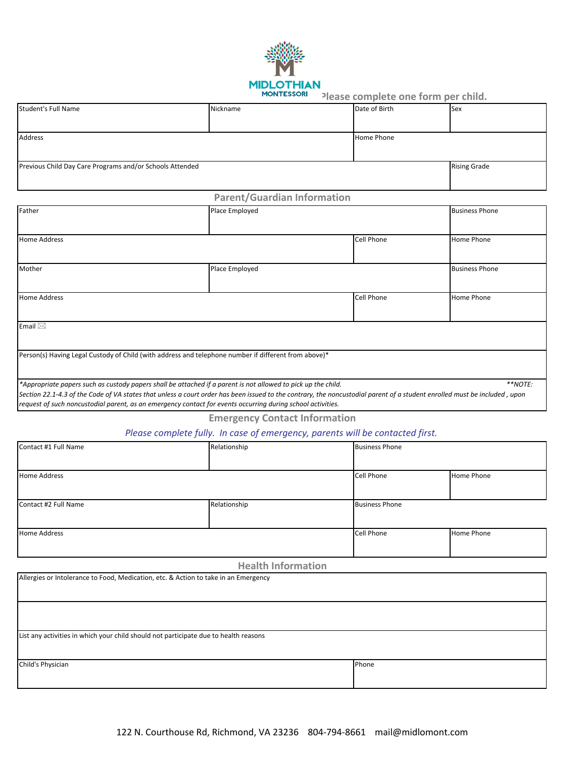MIDLOTHIAN MONTESSORI

Please complete one form per child.

| Student's Full Name | Nickname | Date of Birth | Sex |
|---|---|---|---|
| Address | | Home Phone | |
| Previous Child Day Care Programs and/or Schools Attended | | | Rising Grade |

## Parent/Guardian Information

| Father | Place Employed | | Business Phone |
|---|---|---|---|
| Home Address | | Cell Phone | Home Phone |
| Mother | Place Employed | | Business Phone |
| Home Address | | Cell Phone | Home Phone |
| Email ✉ | | | |
| Person(s) Having Legal Custody of Child (with address and telephone number if different from above)* | | | |

*Appropriate papers such as custody papers shall be attached if a parent is not allowed to pick up the child. **NOTE: Section 22.1-4.3 of the Code of VA states that unless a court order has been issued to the contrary, the noncustodial parent of a student enrolled must be included , upon request of such noncustodial parent, as an emergency contact for events occurring during school activities.*

## Emergency Contact Information

*Please complete fully. In case of emergency, parents will be contacted first.*

| Contact #1 Full Name | Relationship | Business Phone | |
|---|---|---|---|
| Home Address | | Cell Phone | Home Phone |
| Contact #2 Full Name | Relationship | Business Phone | |
| Home Address | | Cell Phone | Home Phone |

## Health Information

| Allergies or Intolerance to Food, Medication, etc. & Action to take in an Emergency | |
|---|---|
| | |
| List any activities in which your child should not participate due to health reasons | |
| Child's Physician | Phone |

122 N. Courthouse Rd, Richmond, VA 23236 804-794-8661 mail@midlomont.com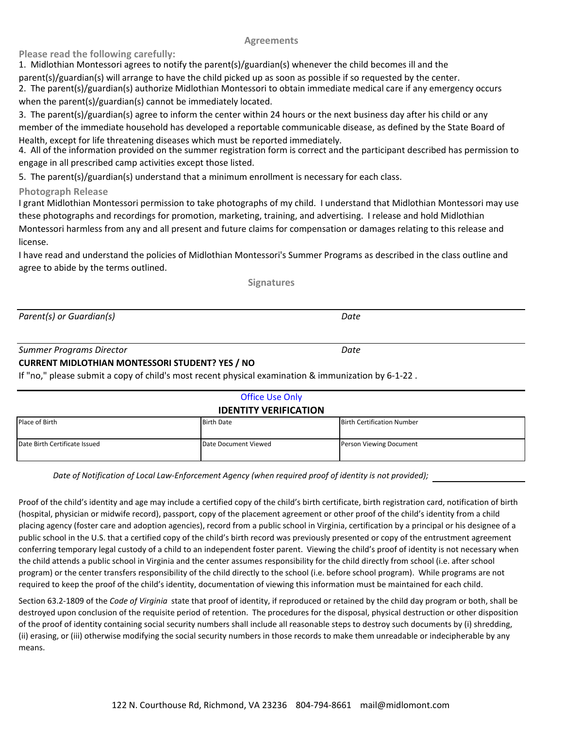## Agreements

**Please read the following carefully:**

1. Midlothian Montessori agrees to notify the parent(s)/guardian(s) whenever the child becomes ill and the parent(s)/guardian(s) will arrange to have the child picked up as soon as possible if so requested by the center.
2. The parent(s)/guardian(s) authorize Midlothian Montessori to obtain immediate medical care if any emergency occurs when the parent(s)/guardian(s) cannot be immediately located.
3. The parent(s)/guardian(s) agree to inform the center within 24 hours or the next business day after his child or any member of the immediate household has developed a reportable communicable disease, as defined by the State Board of Health, except for life threatening diseases which must be reported immediately.
4. All of the information provided on the summer registration form is correct and the participant described has permission to engage in all prescribed camp activities except those listed.
5. The parent(s)/guardian(s) understand that a minimum enrollment is necessary for each class.

**Photograph Release**

I grant Midlothian Montessori permission to take photographs of my child. I understand that Midlothian Montessori may use these photographs and recordings for promotion, marketing, training, and advertising. I release and hold Midlothian Montessori harmless from any and all present and future claims for compensation or damages relating to this release and license.

I have read and understand the policies of Midlothian Montessori's Summer Programs as described in the class outline and agree to abide by the terms outlined.

## Signatures

_______________________________________________ ____________________

*Parent(s) or Guardian(s)* *Date*

_______________________________________________ ____________________

*Summer Programs Director* *Date*

**CURRENT MIDLOTHIAN MONTESSORI STUDENT? YES / NO**

If "no," please submit a copy of child's most recent physical examination & immunization by 6-1-22 .

Office Use Only

**IDENTITY VERIFICATION**

| | | |
|---|---|---|
| Place of Birth | Birth Date | Birth Certification Number |
| Date Birth Certificate Issued | Date Document Viewed | Person Viewing Document |

*Date of Notification of Local Law-Enforcement Agency (when required proof of identity is not provided);* ____________________

Proof of the child's identity and age may include a certified copy of the child's birth certificate, birth registration card, notification of birth (hospital, physician or midwife record), passport, copy of the placement agreement or other proof of the child's identity from a child placing agency (foster care and adoption agencies), record from a public school in Virginia, certification by a principal or his designee of a public school in the U.S. that a certified copy of the child's birth record was previously presented or copy of the entrustment agreement conferring temporary legal custody of a child to an independent foster parent. Viewing the child's proof of identity is not necessary when the child attends a public school in Virginia and the center assumes responsibility for the child directly from school (i.e. after school program) or the center transfers responsibility of the child directly to the school (i.e. before school program). While programs are not required to keep the proof of the child's identity, documentation of viewing this information must be maintained for each child.

Section 63.2-1809 of the *Code of Virginia* state that proof of identity, if reproduced or retained by the child day program or both, shall be destroyed upon conclusion of the requisite period of retention. The procedures for the disposal, physical destruction or other disposition of the proof of identity containing social security numbers shall include all reasonable steps to destroy such documents by (i) shredding, (ii) erasing, or (iii) otherwise modifying the social security numbers in those records to make them unreadable or indecipherable by any means.

122 N. Courthouse Rd, Richmond, VA 23236 804-794-8661 mail@midlomont.com